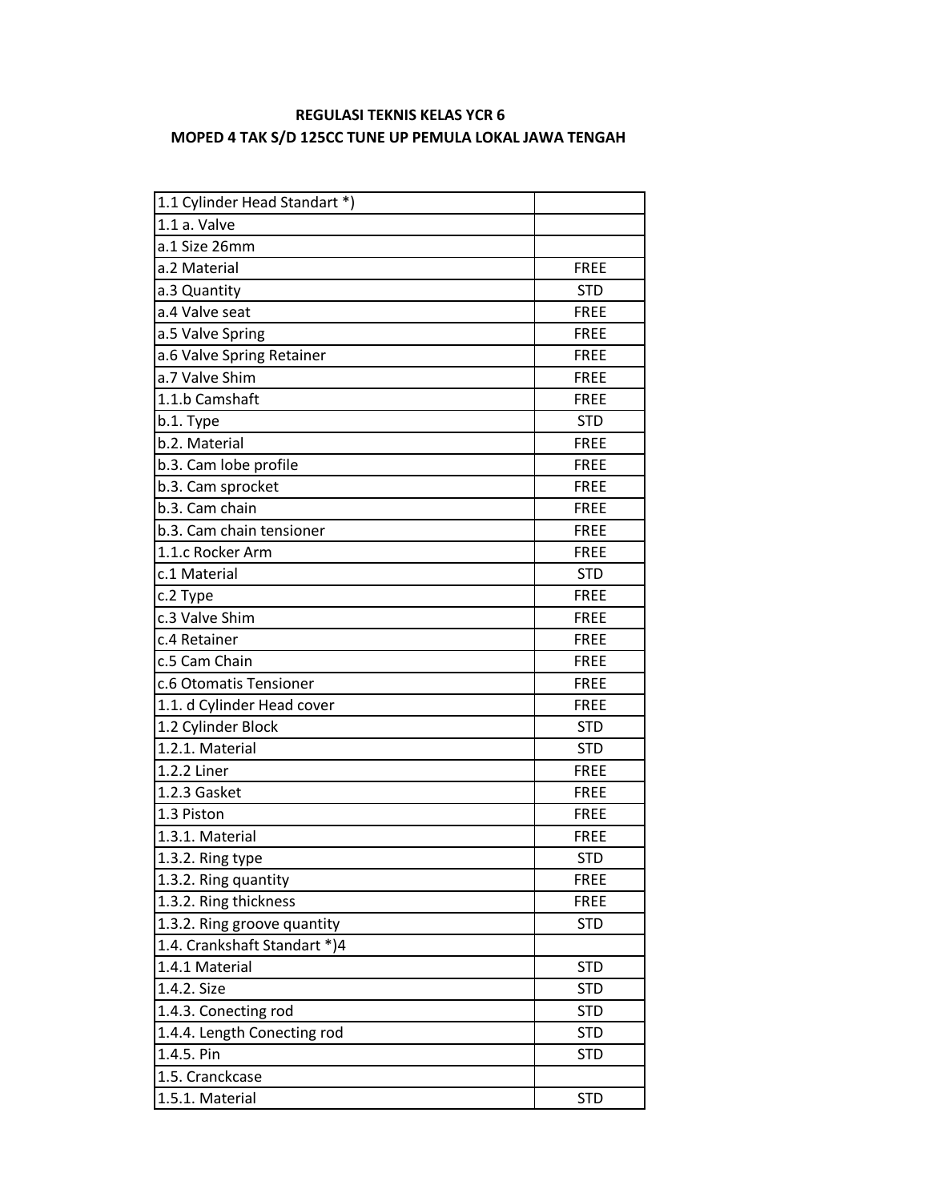**REGULASI TEKNIS KELAS YCR 6**

**MOPED 4 TAK S/D 125CC TUNE UP PEMULA LOKAL JAWA TENGAH**

| | |
|---|---|
| 1.1 Cylinder Head Standart *) | |
| 1.1 a. Valve | |
| a.1 Size 26mm | |
| a.2 Material | FREE |
| a.3 Quantity | STD |
| a.4 Valve seat | FREE |
| a.5 Valve Spring | FREE |
| a.6 Valve Spring Retainer | FREE |
| a.7 Valve Shim | FREE |
| 1.1.b Camshaft | FREE |
| b.1. Type | STD |
| b.2. Material | FREE |
| b.3. Cam lobe profile | FREE |
| b.3. Cam sprocket | FREE |
| b.3. Cam chain | FREE |
| b.3. Cam chain tensioner | FREE |
| 1.1.c Rocker Arm | FREE |
| c.1 Material | STD |
| c.2 Type | FREE |
| c.3 Valve Shim | FREE |
| c.4 Retainer | FREE |
| c.5 Cam Chain | FREE |
| c.6 Otomatis Tensioner | FREE |
| 1.1. d Cylinder Head cover | FREE |
| 1.2 Cylinder Block | STD |
| 1.2.1. Material | STD |
| 1.2.2 Liner | FREE |
| 1.2.3 Gasket | FREE |
| 1.3 Piston | FREE |
| 1.3.1. Material | FREE |
| 1.3.2. Ring type | STD |
| 1.3.2. Ring quantity | FREE |
| 1.3.2. Ring thickness | FREE |
| 1.3.2. Ring groove quantity | STD |
| 1.4. Crankshaft Standart *)4 | |
| 1.4.1 Material | STD |
| 1.4.2. Size | STD |
| 1.4.3. Conecting rod | STD |
| 1.4.4. Length Conecting rod | STD |
| 1.4.5. Pin | STD |
| 1.5. Cranckcase | |
| 1.5.1. Material | STD |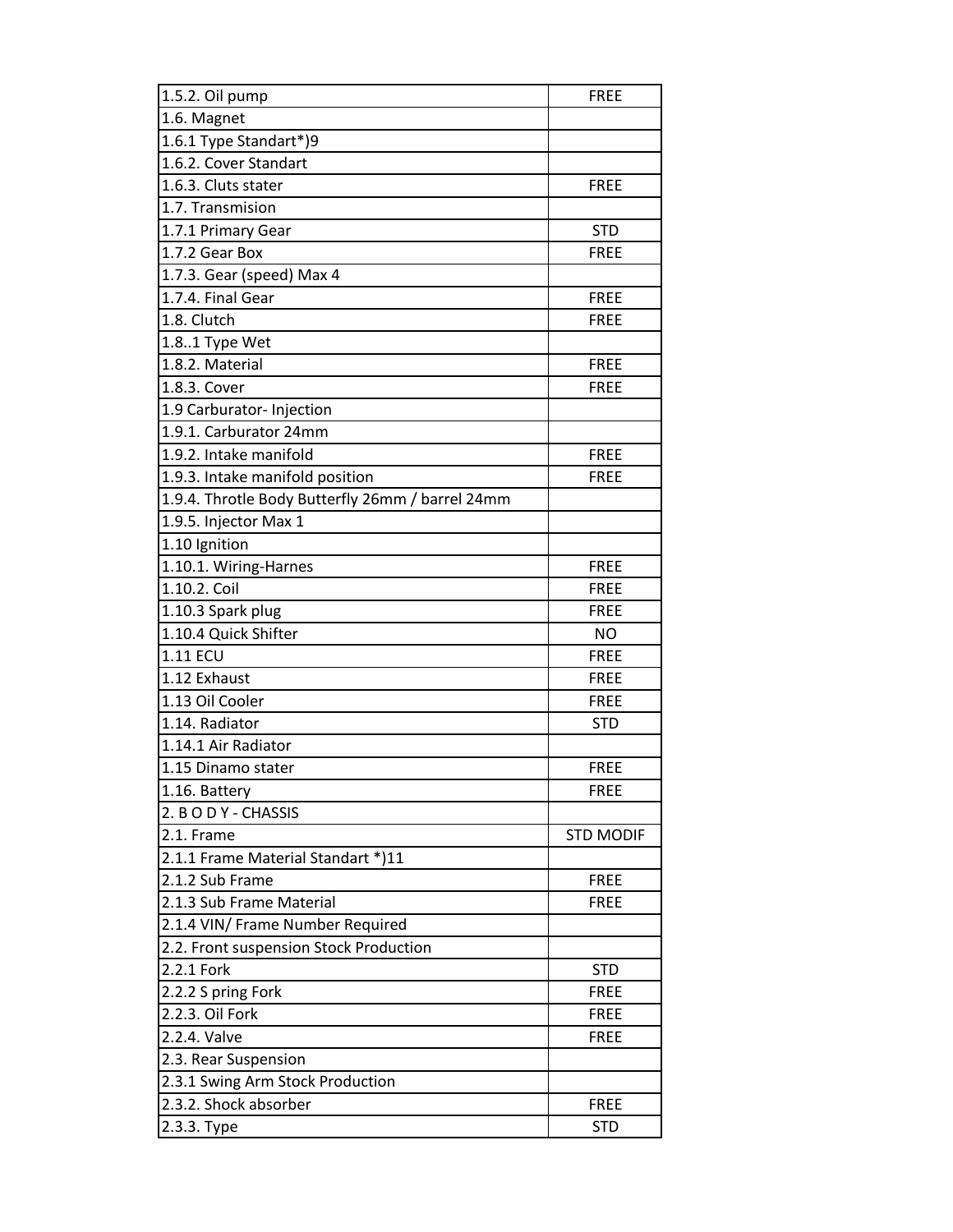| 1.5.2. Oil pump | FREE |
| --- | --- |
| 1.6. Magnet | |
| 1.6.1 Type Standart*)9 | |
| 1.6.2. Cover Standart | |
| 1.6.3. Cluts stater | FREE |
| 1.7. Transmision | |
| 1.7.1 Primary Gear | STD |
| 1.7.2 Gear Box | FREE |
| 1.7.3. Gear (speed) Max 4 | |
| 1.7.4. Final Gear | FREE |
| 1.8. Clutch | FREE |
| 1.8..1 Type Wet | |
| 1.8.2. Material | FREE |
| 1.8.3. Cover | FREE |
| 1.9 Carburator- Injection | |
| 1.9.1. Carburator 24mm | |
| 1.9.2. Intake manifold | FREE |
| 1.9.3. Intake manifold position | FREE |
| 1.9.4. Throtle Body Butterfly 26mm / barrel 24mm | |
| 1.9.5. Injector Max 1 | |
| 1.10 Ignition | |
| 1.10.1. Wiring-Harnes | FREE |
| 1.10.2. Coil | FREE |
| 1.10.3 Spark plug | FREE |
| 1.10.4 Quick Shifter | NO |
| 1.11 ECU | FREE |
| 1.12 Exhaust | FREE |
| 1.13 Oil Cooler | FREE |
| 1.14. Radiator | STD |
| 1.14.1 Air Radiator | |
| 1.15 Dinamo stater | FREE |
| 1.16. Battery | FREE |
| 2. B O D Y - CHASSIS | |
| 2.1. Frame | STD MODIF |
| 2.1.1 Frame Material Standart *)11 | |
| 2.1.2 Sub Frame | FREE |
| 2.1.3 Sub Frame Material | FREE |
| 2.1.4 VIN/ Frame Number Required | |
| 2.2. Front suspension Stock Production | |
| 2.2.1 Fork | STD |
| 2.2.2 S pring Fork | FREE |
| 2.2.3. Oil Fork | FREE |
| 2.2.4. Valve | FREE |
| 2.3. Rear Suspension | |
| 2.3.1 Swing Arm Stock Production | |
| 2.3.2. Shock absorber | FREE |
| 2.3.3. Type | STD |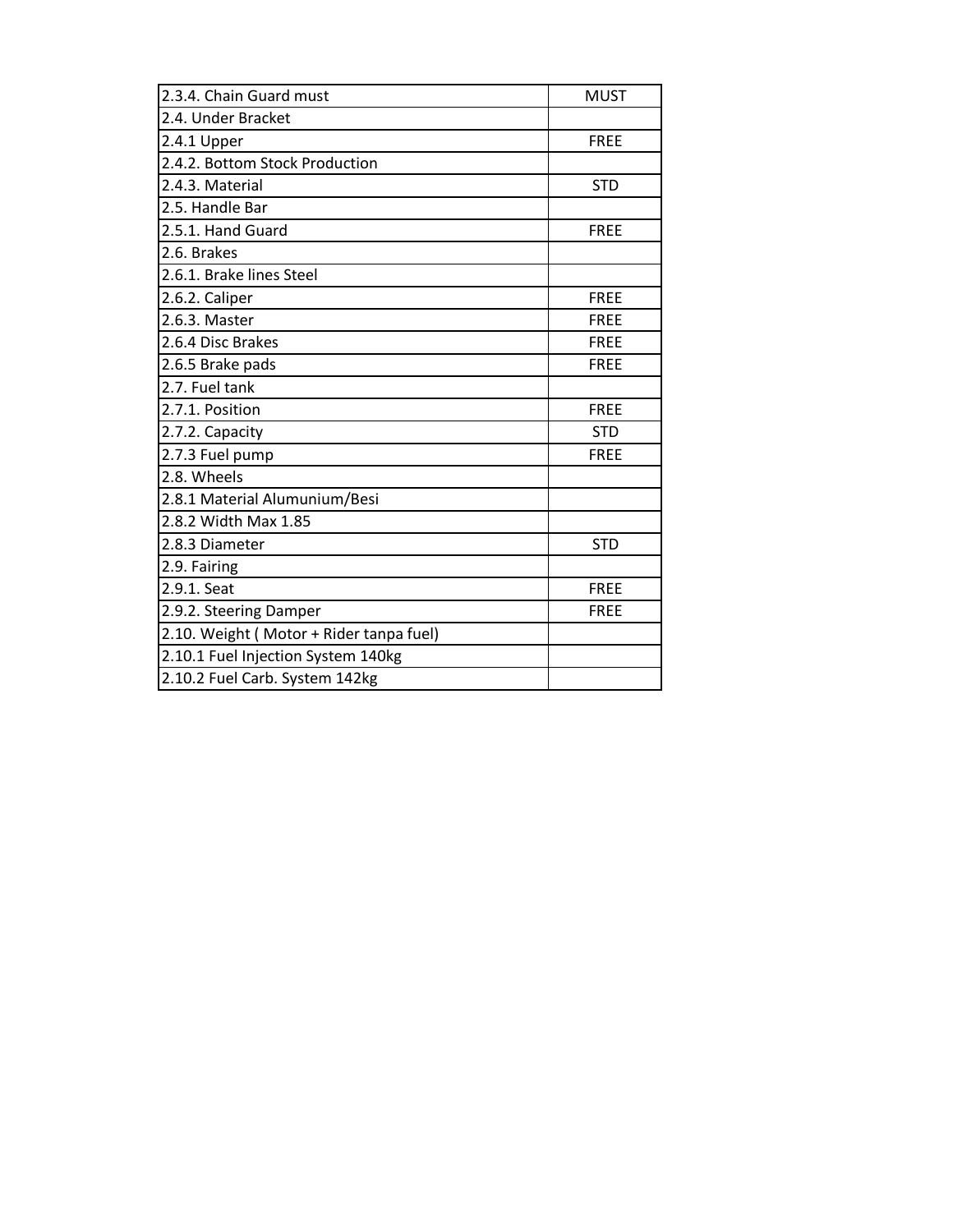| | |
|---|---|
| 2.3.4. Chain Guard must | MUST |
| 2.4. Under Bracket | |
| 2.4.1 Upper | FREE |
| 2.4.2. Bottom Stock Production | |
| 2.4.3. Material | STD |
| 2.5. Handle Bar | |
| 2.5.1. Hand Guard | FREE |
| 2.6. Brakes | |
| 2.6.1. Brake lines Steel | |
| 2.6.2. Caliper | FREE |
| 2.6.3. Master | FREE |
| 2.6.4 Disc Brakes | FREE |
| 2.6.5 Brake pads | FREE |
| 2.7. Fuel tank | |
| 2.7.1. Position | FREE |
| 2.7.2. Capacity | STD |
| 2.7.3 Fuel pump | FREE |
| 2.8. Wheels | |
| 2.8.1 Material Alumunium/Besi | |
| 2.8.2 Width Max 1.85 | |
| 2.8.3 Diameter | STD |
| 2.9. Fairing | |
| 2.9.1. Seat | FREE |
| 2.9.2. Steering Damper | FREE |
| 2.10. Weight ( Motor + Rider tanpa fuel) | |
| 2.10.1 Fuel Injection System 140kg | |
| 2.10.2 Fuel Carb. System 142kg | |